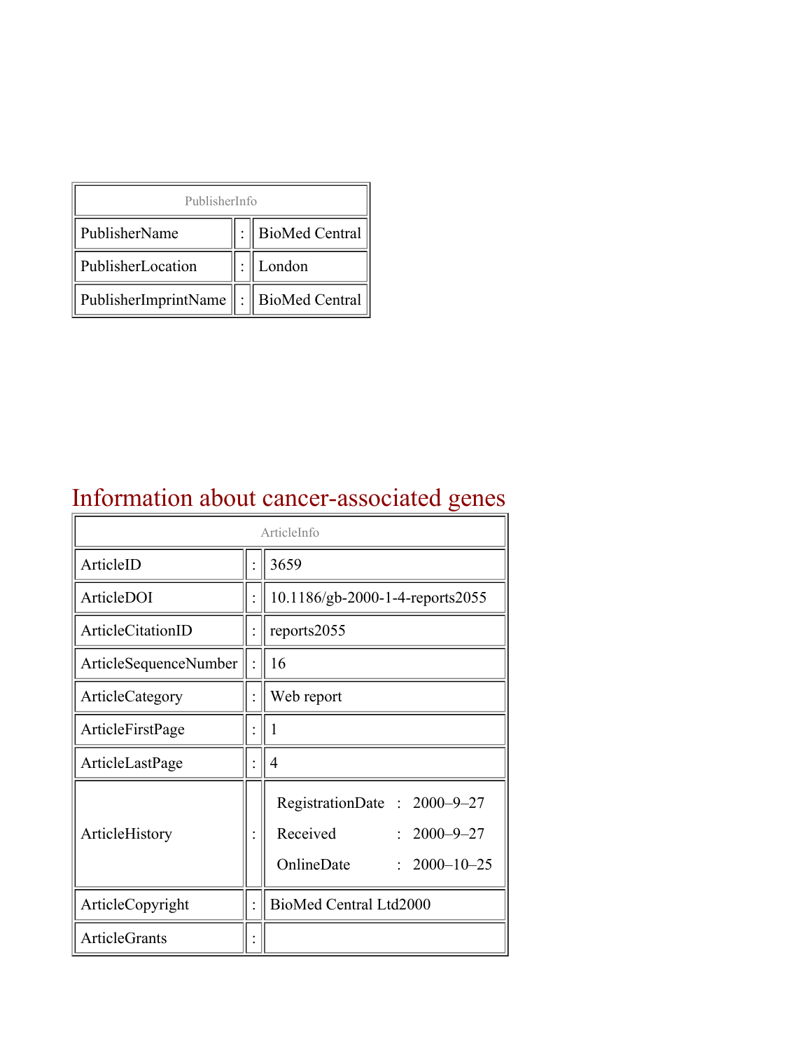| PublisherInfo | | |
|---|---|---|
| PublisherName | : | BioMed Central |
| PublisherLocation | : | London |
| PublisherImprintName | : | BioMed Central |

# Information about cancer-associated genes

| ArticleInfo | | |
|---|---|---|
| ArticleID | : | 3659 |
| ArticleDOI | : | 10.1186/gb-2000-1-4-reports2055 |
| ArticleCitationID | : | reports2055 |
| ArticleSequenceNumber | : | 16 |
| ArticleCategory | : | Web report |
| ArticleFirstPage | : | 1 |
| ArticleLastPage | : | 4 |
| ArticleHistory | : | RegistrationDate : 2000–9–27<br>Received : 2000–9–27<br>OnlineDate : 2000–10–25 |
| ArticleCopyright | : | BioMed Central Ltd2000 |
| ArticleGrants | : | |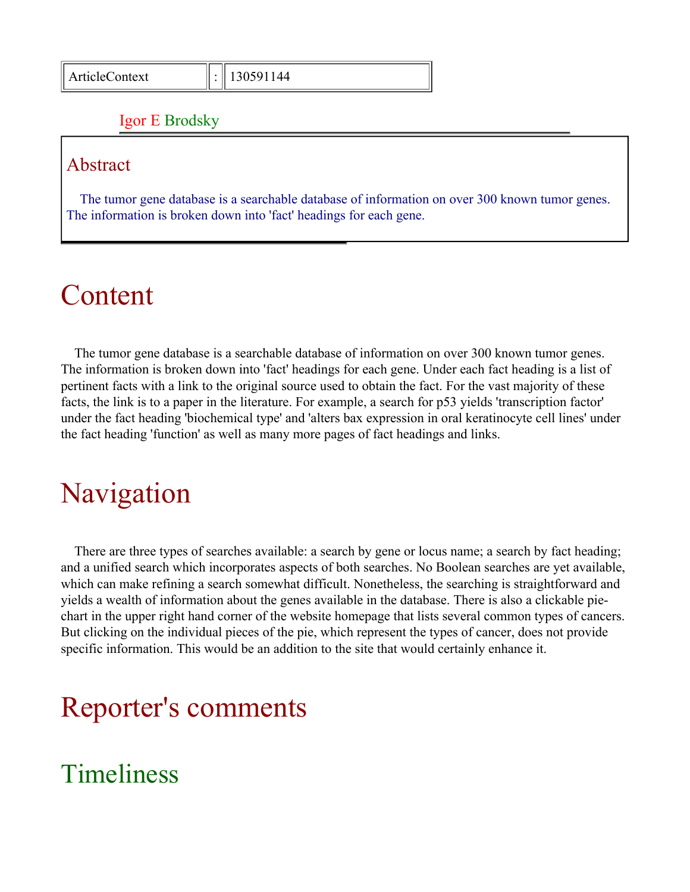| ArticleContext | : | 130591144 |
|---|---|---|

Igor E Brodsky

## Abstract

The tumor gene database is a searchable database of information on over 300 known tumor genes. The information is broken down into 'fact' headings for each gene.

# Content

The tumor gene database is a searchable database of information on over 300 known tumor genes. The information is broken down into 'fact' headings for each gene. Under each fact heading is a list of pertinent facts with a link to the original source used to obtain the fact. For the vast majority of these facts, the link is to a paper in the literature. For example, a search for p53 yields 'transcription factor' under the fact heading 'biochemical type' and 'alters bax expression in oral keratinocyte cell lines' under the fact heading 'function' as well as many more pages of fact headings and links.

# Navigation

There are three types of searches available: a search by gene or locus name; a search by fact heading; and a unified search which incorporates aspects of both searches. No Boolean searches are yet available, which can make refining a search somewhat difficult. Nonetheless, the searching is straightforward and yields a wealth of information about the genes available in the database. There is also a clickable pie-chart in the upper right hand corner of the website homepage that lists several common types of cancers. But clicking on the individual pieces of the pie, which represent the types of cancer, does not provide specific information. This would be an addition to the site that would certainly enhance it.

# Reporter's comments

# Timeliness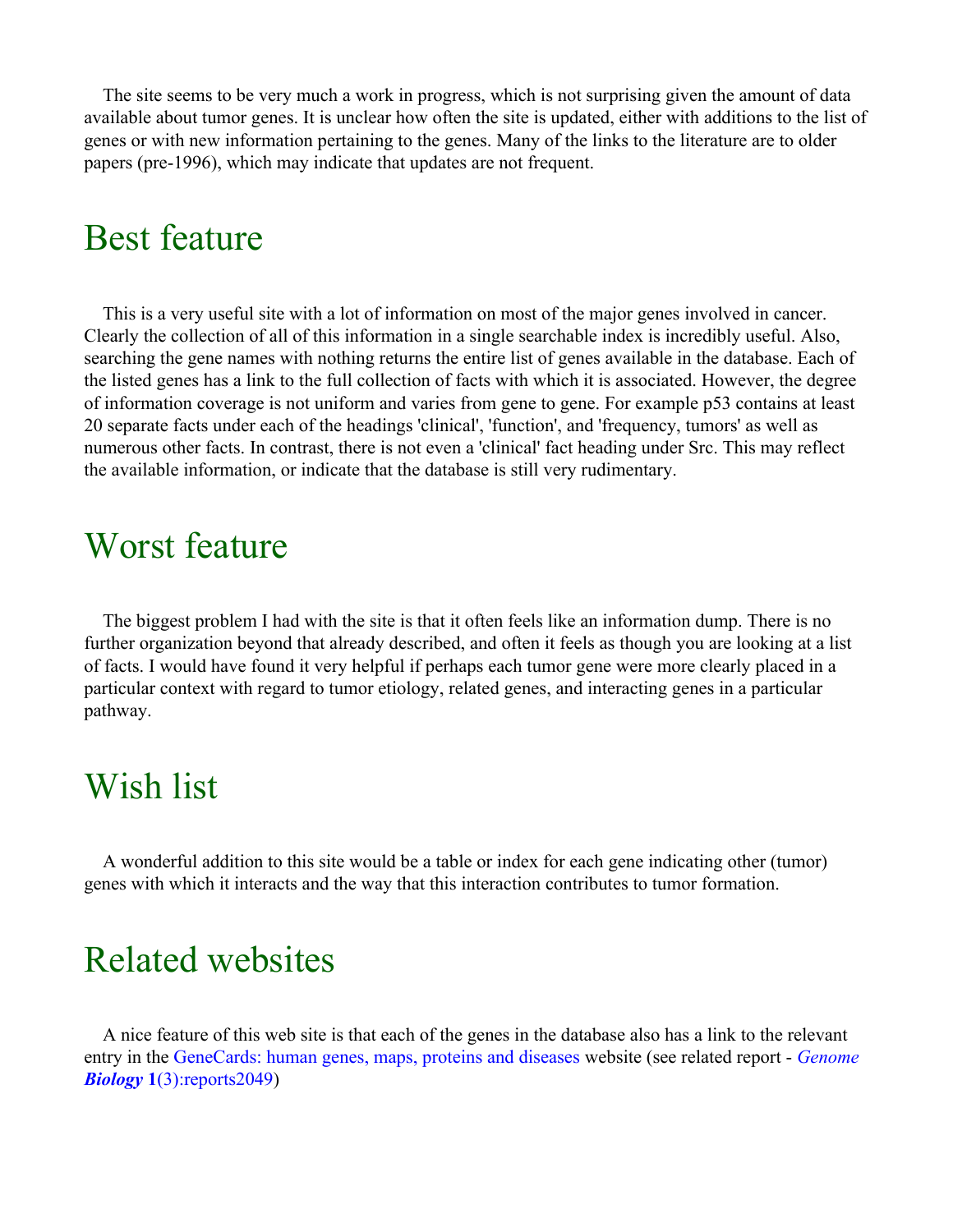The site seems to be very much a work in progress, which is not surprising given the amount of data available about tumor genes. It is unclear how often the site is updated, either with additions to the list of genes or with new information pertaining to the genes. Many of the links to the literature are to older papers (pre-1996), which may indicate that updates are not frequent.

# Best feature

This is a very useful site with a lot of information on most of the major genes involved in cancer. Clearly the collection of all of this information in a single searchable index is incredibly useful. Also, searching the gene names with nothing returns the entire list of genes available in the database. Each of the listed genes has a link to the full collection of facts with which it is associated. However, the degree of information coverage is not uniform and varies from gene to gene. For example p53 contains at least 20 separate facts under each of the headings 'clinical', 'function', and 'frequency, tumors' as well as numerous other facts. In contrast, there is not even a 'clinical' fact heading under Src. This may reflect the available information, or indicate that the database is still very rudimentary.

# Worst feature

The biggest problem I had with the site is that it often feels like an information dump. There is no further organization beyond that already described, and often it feels as though you are looking at a list of facts. I would have found it very helpful if perhaps each tumor gene were more clearly placed in a particular context with regard to tumor etiology, related genes, and interacting genes in a particular pathway.

# Wish list

A wonderful addition to this site would be a table or index for each gene indicating other (tumor) genes with which it interacts and the way that this interaction contributes to tumor formation.

# Related websites

A nice feature of this web site is that each of the genes in the database also has a link to the relevant entry in the GeneCards: human genes, maps, proteins and diseases website (see related report - *Genome Biology* **1**(3):reports2049)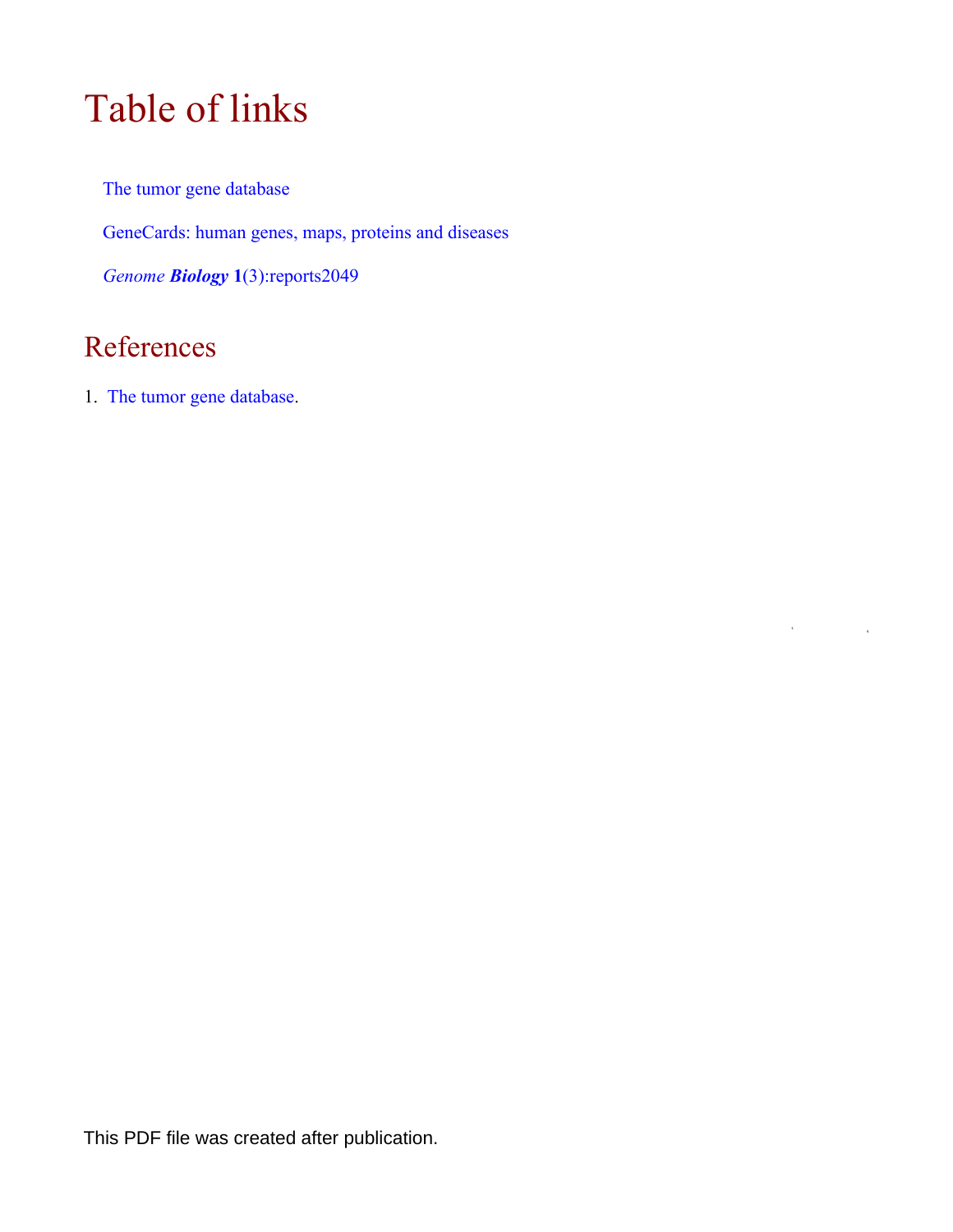# Table of links

The tumor gene database

GeneCards: human genes, maps, proteins and diseases

*Genome* ***Biology*** **1**(3):reports2049

## References

1. The tumor gene database.

This PDF file was created after publication.